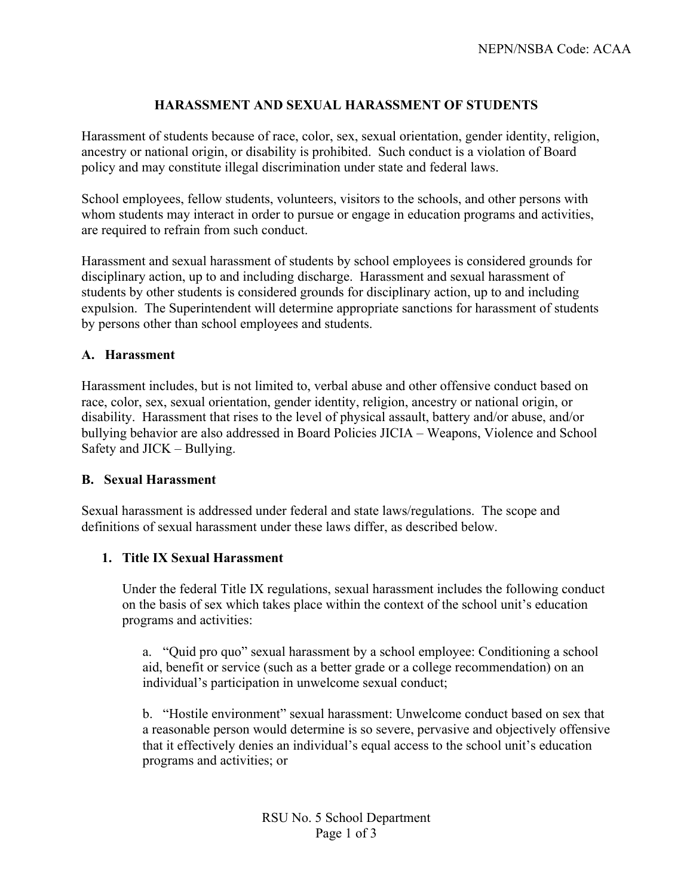# HARASSMENT AND SEXUAL HARASSMENT OF STUDENTS

Harassment of students because of race, color, sex, sexual orientation, gender identity, religion, ancestry or national origin, or disability is prohibited. Such conduct is a violation of Board policy and may constitute illegal discrimination under state and federal laws.

School employees, fellow students, volunteers, visitors to the schools, and other persons with whom students may interact in order to pursue or engage in education programs and activities, are required to refrain from such conduct.

Harassment and sexual harassment of students by school employees is considered grounds for disciplinary action, up to and including discharge. Harassment and sexual harassment of students by other students is considered grounds for disciplinary action, up to and including expulsion. The Superintendent will determine appropriate sanctions for harassment of students by persons other than school employees and students.

## A. Harassment

Harassment includes, but is not limited to, verbal abuse and other offensive conduct based on race, color, sex, sexual orientation, gender identity, religion, ancestry or national origin, or disability. Harassment that rises to the level of physical assault, battery and/or abuse, and/or bullying behavior are also addressed in Board Policies JICIA – Weapons, Violence and School Safety and JICK – Bullying.

## B. Sexual Harassment

Sexual harassment is addressed under federal and state laws/regulations. The scope and definitions of sexual harassment under these laws differ, as described below.

### 1. Title IX Sexual Harassment

Under the federal Title IX regulations, sexual harassment includes the following conduct on the basis of sex which takes place within the context of the school unit's education programs and activities:

a. "Quid pro quo" sexual harassment by a school employee: Conditioning a school aid, benefit or service (such as a better grade or a college recommendation) on an individual's participation in unwelcome sexual conduct;

b. "Hostile environment" sexual harassment: Unwelcome conduct based on sex that a reasonable person would determine is so severe, pervasive and objectively offensive that it effectively denies an individual's equal access to the school unit's education programs and activities; or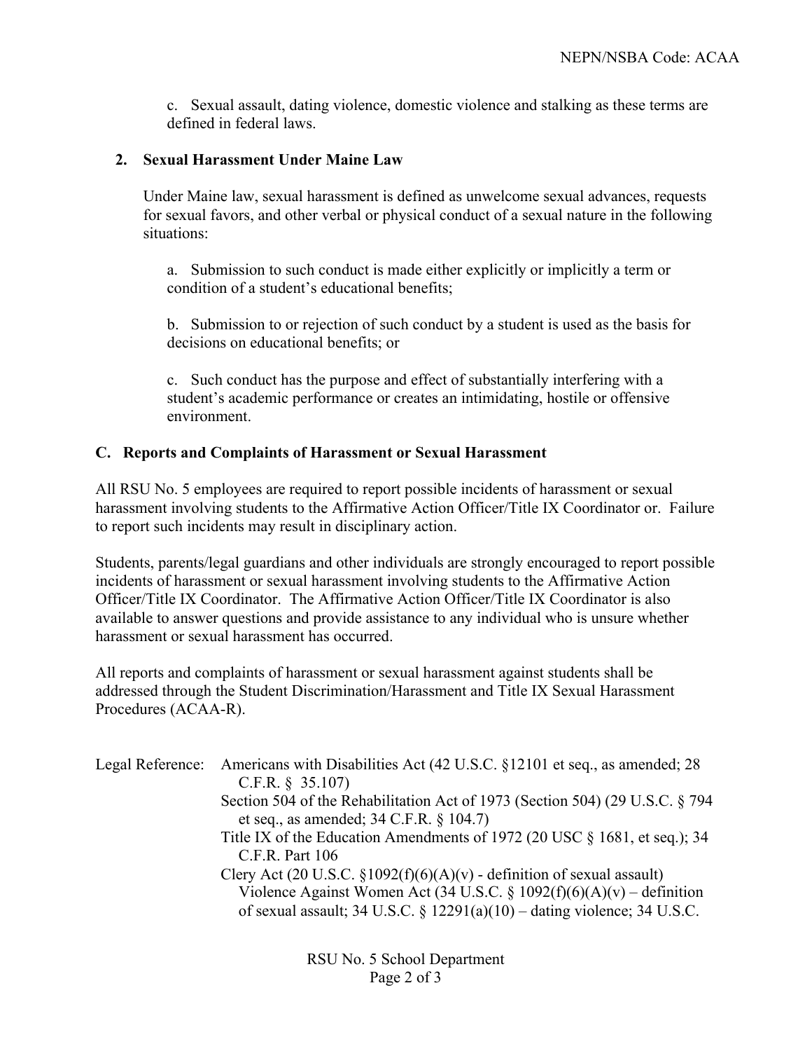c. Sexual assault, dating violence, domestic violence and stalking as these terms are defined in federal laws.

**2. Sexual Harassment Under Maine Law**

Under Maine law, sexual harassment is defined as unwelcome sexual advances, requests for sexual favors, and other verbal or physical conduct of a sexual nature in the following situations:

a. Submission to such conduct is made either explicitly or implicitly a term or condition of a student's educational benefits;

b. Submission to or rejection of such conduct by a student is used as the basis for decisions on educational benefits; or

c. Such conduct has the purpose and effect of substantially interfering with a student's academic performance or creates an intimidating, hostile or offensive environment.

## C. Reports and Complaints of Harassment or Sexual Harassment

All RSU No. 5 employees are required to report possible incidents of harassment or sexual harassment involving students to the Affirmative Action Officer/Title IX Coordinator or. Failure to report such incidents may result in disciplinary action.

Students, parents/legal guardians and other individuals are strongly encouraged to report possible incidents of harassment or sexual harassment involving students to the Affirmative Action Officer/Title IX Coordinator. The Affirmative Action Officer/Title IX Coordinator is also available to answer questions and provide assistance to any individual who is unsure whether harassment or sexual harassment has occurred.

All reports and complaints of harassment or sexual harassment against students shall be addressed through the Student Discrimination/Harassment and Title IX Sexual Harassment Procedures (ACAA-R).

Legal Reference: Americans with Disabilities Act (42 U.S.C. §12101 et seq., as amended; 28 C.F.R. § 35.107)
Section 504 of the Rehabilitation Act of 1973 (Section 504) (29 U.S.C. § 794 et seq., as amended; 34 C.F.R. § 104.7)
Title IX of the Education Amendments of 1972 (20 USC § 1681, et seq.); 34 C.F.R. Part 106
Clery Act (20 U.S.C. §1092(f)(6)(A)(v) - definition of sexual assault)
Violence Against Women Act (34 U.S.C. § 1092(f)(6)(A)(v) – definition of sexual assault; 34 U.S.C. § 12291(a)(10) – dating violence; 34 U.S.C.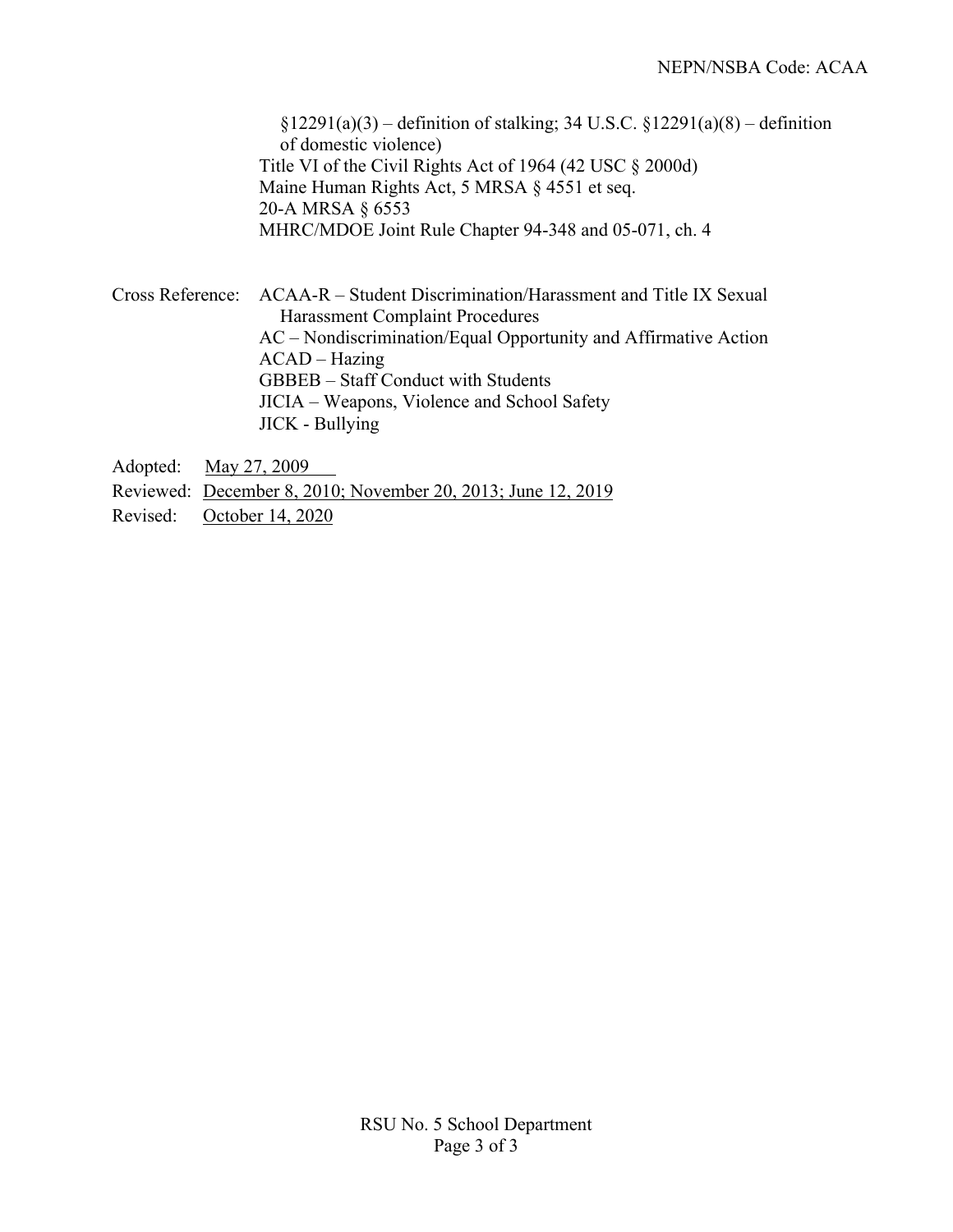§12291(a)(3) – definition of stalking; 34 U.S.C. §12291(a)(8) – definition of domestic violence)
Title VI of the Civil Rights Act of 1964 (42 USC § 2000d)
Maine Human Rights Act, 5 MRSA § 4551 et seq.
20-A MRSA § 6553
MHRC/MDOE Joint Rule Chapter 94-348 and 05-071, ch. 4

Cross Reference: ACAA-R – Student Discrimination/Harassment and Title IX Sexual Harassment Complaint Procedures
AC – Nondiscrimination/Equal Opportunity and Affirmative Action
ACAD – Hazing
GBBEB – Staff Conduct with Students
JICIA – Weapons, Violence and School Safety
JICK - Bullying

Adopted: May 27, 2009
Reviewed: December 8, 2010; November 20, 2013; June 12, 2019
Revised: October 14, 2020